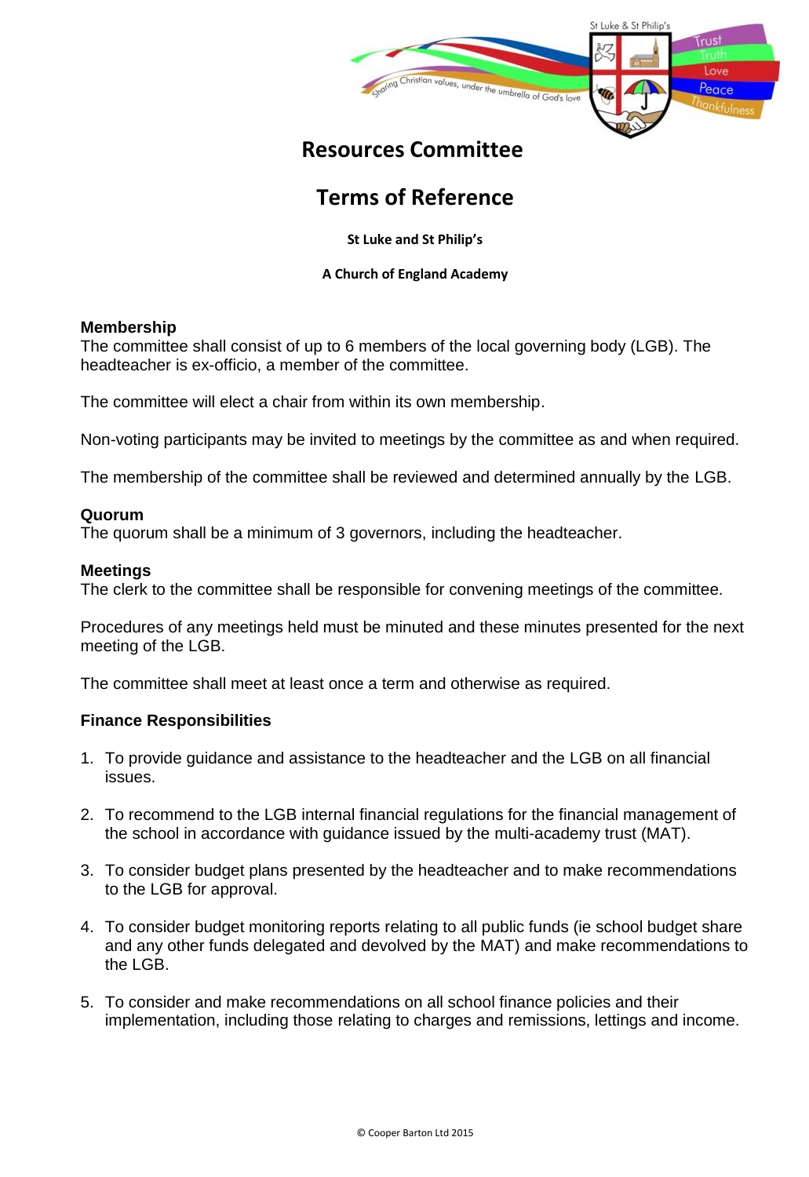# Resources Committee

# Terms of Reference

**St Luke and St Philip's**

**A Church of England Academy**

### Membership

The committee shall consist of up to 6 members of the local governing body (LGB). The headteacher is ex-officio, a member of the committee.

The committee will elect a chair from within its own membership.

Non-voting participants may be invited to meetings by the committee as and when required.

The membership of the committee shall be reviewed and determined annually by the LGB.

### Quorum

The quorum shall be a minimum of 3 governors, including the headteacher.

### Meetings

The clerk to the committee shall be responsible for convening meetings of the committee.

Procedures of any meetings held must be minuted and these minutes presented for the next meeting of the LGB.

The committee shall meet at least once a term and otherwise as required.

### Finance Responsibilities

1. To provide guidance and assistance to the headteacher and the LGB on all financial issues.

2. To recommend to the LGB internal financial regulations for the financial management of the school in accordance with guidance issued by the multi-academy trust (MAT).

3. To consider budget plans presented by the headteacher and to make recommendations to the LGB for approval.

4. To consider budget monitoring reports relating to all public funds (ie school budget share and any other funds delegated and devolved by the MAT) and make recommendations to the LGB.

5. To consider and make recommendations on all school finance policies and their implementation, including those relating to charges and remissions, lettings and income.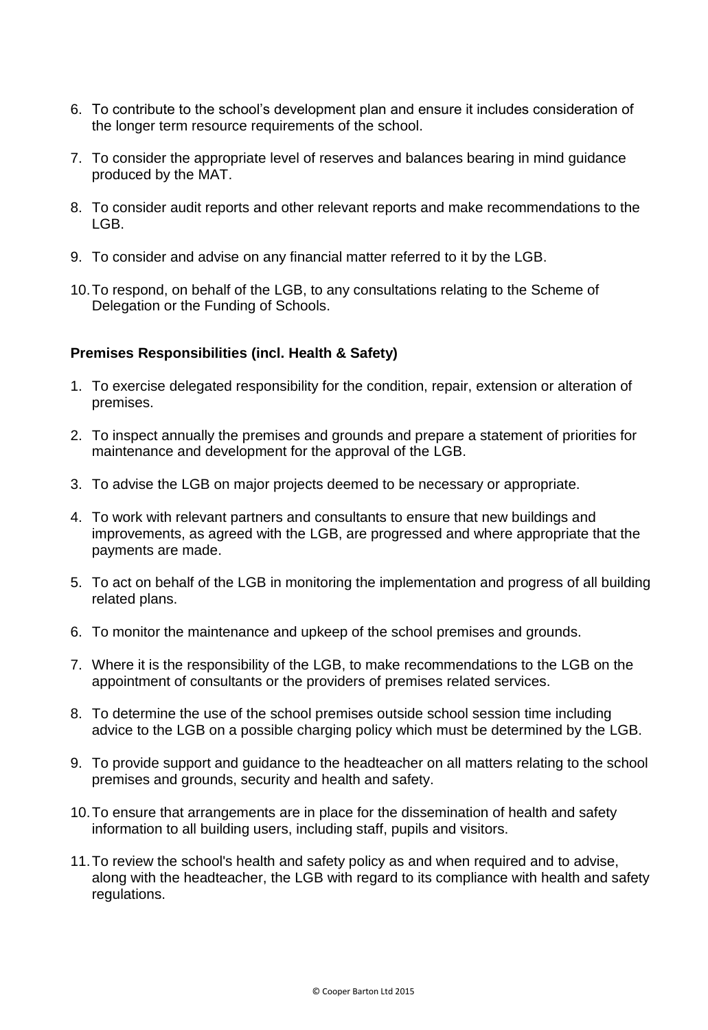6. To contribute to the school's development plan and ensure it includes consideration of the longer term resource requirements of the school.

7. To consider the appropriate level of reserves and balances bearing in mind guidance produced by the MAT.

8. To consider audit reports and other relevant reports and make recommendations to the LGB.

9. To consider and advise on any financial matter referred to it by the LGB.

10. To respond, on behalf of the LGB, to any consultations relating to the Scheme of Delegation or the Funding of Schools.

**Premises Responsibilities (incl. Health & Safety)**

1. To exercise delegated responsibility for the condition, repair, extension or alteration of premises.

2. To inspect annually the premises and grounds and prepare a statement of priorities for maintenance and development for the approval of the LGB.

3. To advise the LGB on major projects deemed to be necessary or appropriate.

4. To work with relevant partners and consultants to ensure that new buildings and improvements, as agreed with the LGB, are progressed and where appropriate that the payments are made.

5. To act on behalf of the LGB in monitoring the implementation and progress of all building related plans.

6. To monitor the maintenance and upkeep of the school premises and grounds.

7. Where it is the responsibility of the LGB, to make recommendations to the LGB on the appointment of consultants or the providers of premises related services.

8. To determine the use of the school premises outside school session time including advice to the LGB on a possible charging policy which must be determined by the LGB.

9. To provide support and guidance to the headteacher on all matters relating to the school premises and grounds, security and health and safety.

10. To ensure that arrangements are in place for the dissemination of health and safety information to all building users, including staff, pupils and visitors.

11. To review the school's health and safety policy as and when required and to advise, along with the headteacher, the LGB with regard to its compliance with health and safety regulations.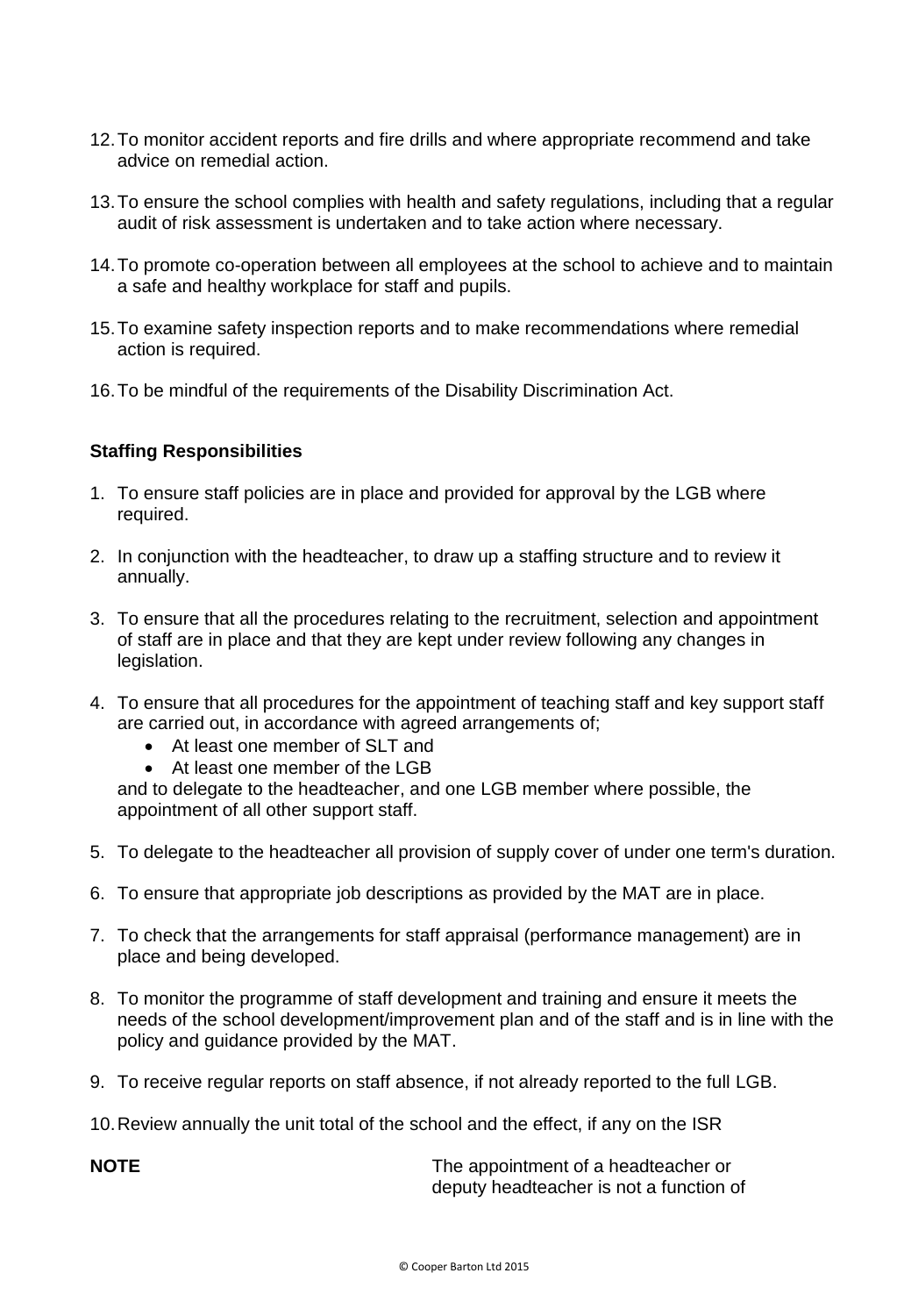12. To monitor accident reports and fire drills and where appropriate recommend and take advice on remedial action.

13. To ensure the school complies with health and safety regulations, including that a regular audit of risk assessment is undertaken and to take action where necessary.

14. To promote co-operation between all employees at the school to achieve and to maintain a safe and healthy workplace for staff and pupils.

15. To examine safety inspection reports and to make recommendations where remedial action is required.

16. To be mindful of the requirements of the Disability Discrimination Act.

**Staffing Responsibilities**

1. To ensure staff policies are in place and provided for approval by the LGB where required.

2. In conjunction with the headteacher, to draw up a staffing structure and to review it annually.

3. To ensure that all the procedures relating to the recruitment, selection and appointment of staff are in place and that they are kept under review following any changes in legislation.

4. To ensure that all procedures for the appointment of teaching staff and key support staff are carried out, in accordance with agreed arrangements of;
   - At least one member of SLT and
   - At least one member of the LGB

   and to delegate to the headteacher, and one LGB member where possible, the appointment of all other support staff.

5. To delegate to the headteacher all provision of supply cover of under one term's duration.

6. To ensure that appropriate job descriptions as provided by the MAT are in place.

7. To check that the arrangements for staff appraisal (performance management) are in place and being developed.

8. To monitor the programme of staff development and training and ensure it meets the needs of the school development/improvement plan and of the staff and is in line with the policy and guidance provided by the MAT.

9. To receive regular reports on staff absence, if not already reported to the full LGB.

10. Review annually the unit total of the school and the effect, if any on the ISR

**NOTE** The appointment of a headteacher or deputy headteacher is not a function of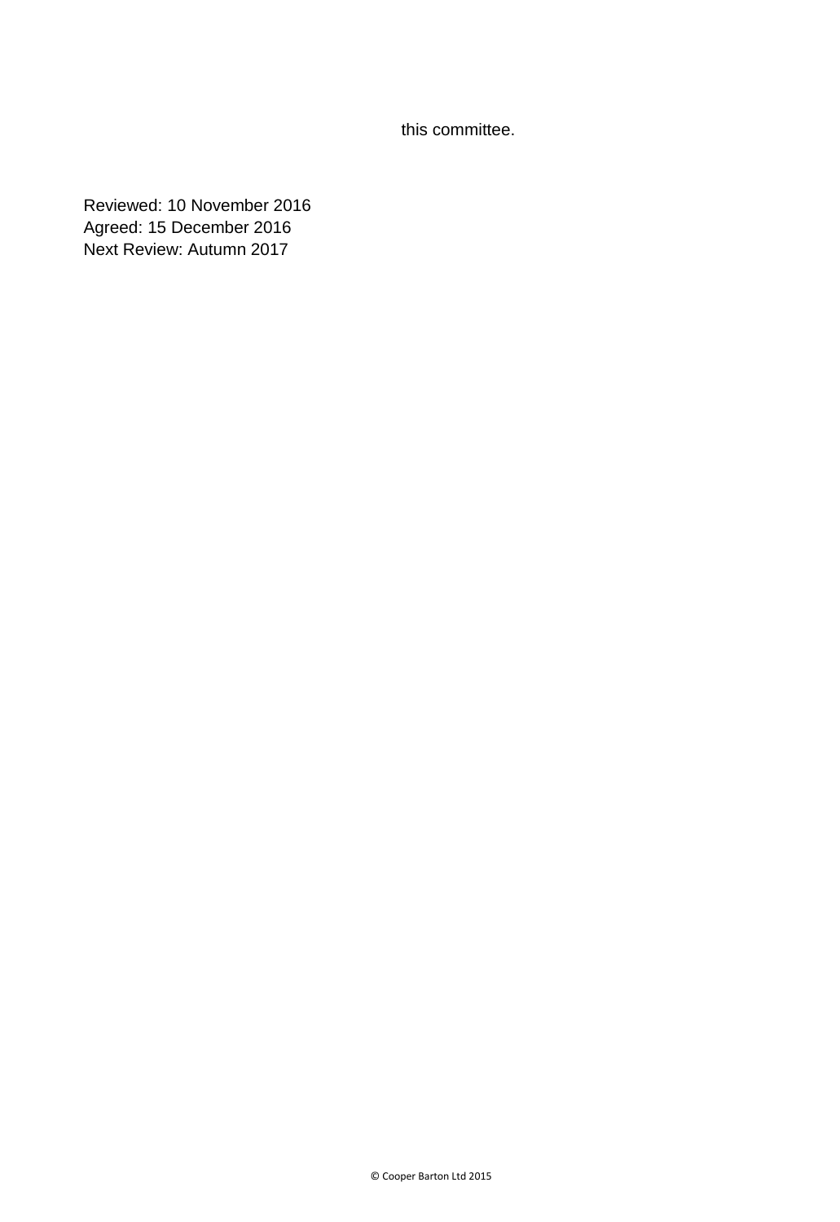this committee.

Reviewed: 10 November 2016
Agreed: 15 December 2016
Next Review: Autumn 2017

© Cooper Barton Ltd 2015